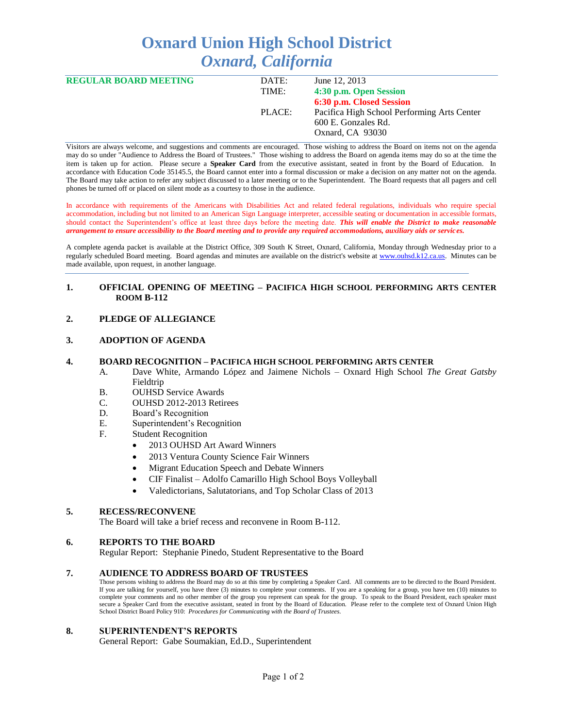# Oxnard Union High School District
## *Oxnard, California*

| **REGULAR BOARD MEETING** | DATE: | June 12, 2013 |
|---|---|---|
| | TIME: | **4:30 p.m. Open Session** |
| | | **6:30 p.m. Closed Session** |
| | PLACE: | Pacifica High School Performing Arts Center<br>600 E. Gonzales Rd.<br>Oxnard, CA 93030 |

Visitors are always welcome, and suggestions and comments are encouraged. Those wishing to address the Board on items not on the agenda may do so under "Audience to Address the Board of Trustees." Those wishing to address the Board on agenda items may do so at the time the item is taken up for action. Please secure a **Speaker Card** from the executive assistant, seated in front by the Board of Education. In accordance with Education Code 35145.5, the Board cannot enter into a formal discussion or make a decision on any matter not on the agenda. The Board may take action to refer any subject discussed to a later meeting or to the Superintendent. The Board requests that all pagers and cell phones be turned off or placed on silent mode as a courtesy to those in the audience.

In accordance with requirements of the Americans with Disabilities Act and related federal regulations, individuals who require special accommodation, including but not limited to an American Sign Language interpreter, accessible seating or documentation in accessible formats, should contact the Superintendent's office at least three days before the meeting date. ***This will enable the District to make reasonable arrangement to ensure accessibility to the Board meeting and to provide any required accommodations, auxiliary aids or services.***

A complete agenda packet is available at the District Office, 309 South K Street, Oxnard, California, Monday through Wednesday prior to a regularly scheduled Board meeting. Board agendas and minutes are available on the district's website at www.ouhsd.k12.ca.us. Minutes can be made available, upon request, in another language.

---

**1. OFFICIAL OPENING OF MEETING – PACIFICA HIGH SCHOOL PERFORMING ARTS CENTER ROOM B-112**

**2. PLEDGE OF ALLEGIANCE**

**3. ADOPTION OF AGENDA**

**4. BOARD RECOGNITION – PACIFICA HIGH SCHOOL PERFORMING ARTS CENTER**

A. Dave White, Armando López and Jaimene Nichols – Oxnard High School *The Great Gatsby* Fieldtrip

B. OUHSD Service Awards

C. OUHSD 2012-2013 Retirees

D. Board's Recognition

E. Superintendent's Recognition

F. Student Recognition
- 2013 OUHSD Art Award Winners
- 2013 Ventura County Science Fair Winners
- Migrant Education Speech and Debate Winners
- CIF Finalist – Adolfo Camarillo High School Boys Volleyball
- Valedictorians, Salutatorians, and Top Scholar Class of 2013

**5. RECESS/RECONVENE**

The Board will take a brief recess and reconvene in Room B-112.

**6. REPORTS TO THE BOARD**

Regular Report: Stephanie Pinedo, Student Representative to the Board

**7. AUDIENCE TO ADDRESS BOARD OF TRUSTEES**

Those persons wishing to address the Board may do so at this time by completing a Speaker Card. All comments are to be directed to the Board President. If you are talking for yourself, you have three (3) minutes to complete your comments. If you are a speaking for a group, you have ten (10) minutes to complete your comments and no other member of the group you represent can speak for the group. To speak to the Board President, each speaker must secure a Speaker Card from the executive assistant, seated in front by the Board of Education. Please refer to the complete text of Oxnard Union High School District Board Policy 910: *Procedures for Communicating with the Board of Trustees.*

**8. SUPERINTENDENT'S REPORTS**

General Report: Gabe Soumakian, Ed.D., Superintendent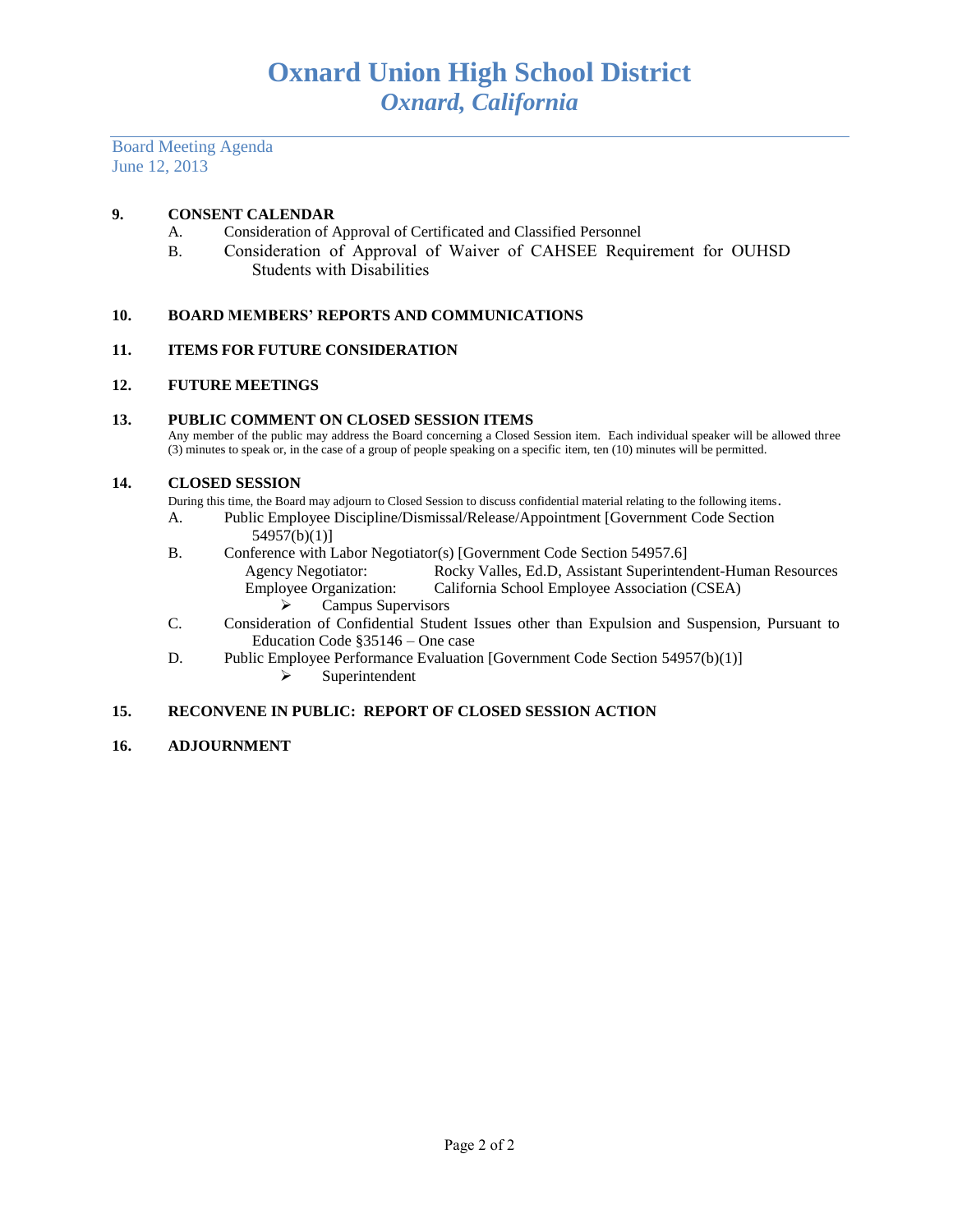# Oxnard Union High School District
## *Oxnard, California*

Board Meeting Agenda
June 12, 2013

**9. CONSENT CALENDAR**

- A. Consideration of Approval of Certificated and Classified Personnel
- B. Consideration of Approval of Waiver of CAHSEE Requirement for OUHSD Students with Disabilities

**10. BOARD MEMBERS' REPORTS AND COMMUNICATIONS**

**11. ITEMS FOR FUTURE CONSIDERATION**

**12. FUTURE MEETINGS**

**13. PUBLIC COMMENT ON CLOSED SESSION ITEMS**

Any member of the public may address the Board concerning a Closed Session item. Each individual speaker will be allowed three (3) minutes to speak or, in the case of a group of people speaking on a specific item, ten (10) minutes will be permitted.

**14. CLOSED SESSION**

During this time, the Board may adjourn to Closed Session to discuss confidential material relating to the following items.

- A. Public Employee Discipline/Dismissal/Release/Appointment [Government Code Section 54957(b)(1)]
- B. Conference with Labor Negotiator(s) [Government Code Section 54957.6]
  - Agency Negotiator: Rocky Valles, Ed.D, Assistant Superintendent-Human Resources
  - Employee Organization: California School Employee Association (CSEA)
    - ➢ Campus Supervisors
- C. Consideration of Confidential Student Issues other than Expulsion and Suspension, Pursuant to Education Code §35146 – One case
- D. Public Employee Performance Evaluation [Government Code Section 54957(b)(1)]
  - ➢ Superintendent

**15. RECONVENE IN PUBLIC: REPORT OF CLOSED SESSION ACTION**

**16. ADJOURNMENT**